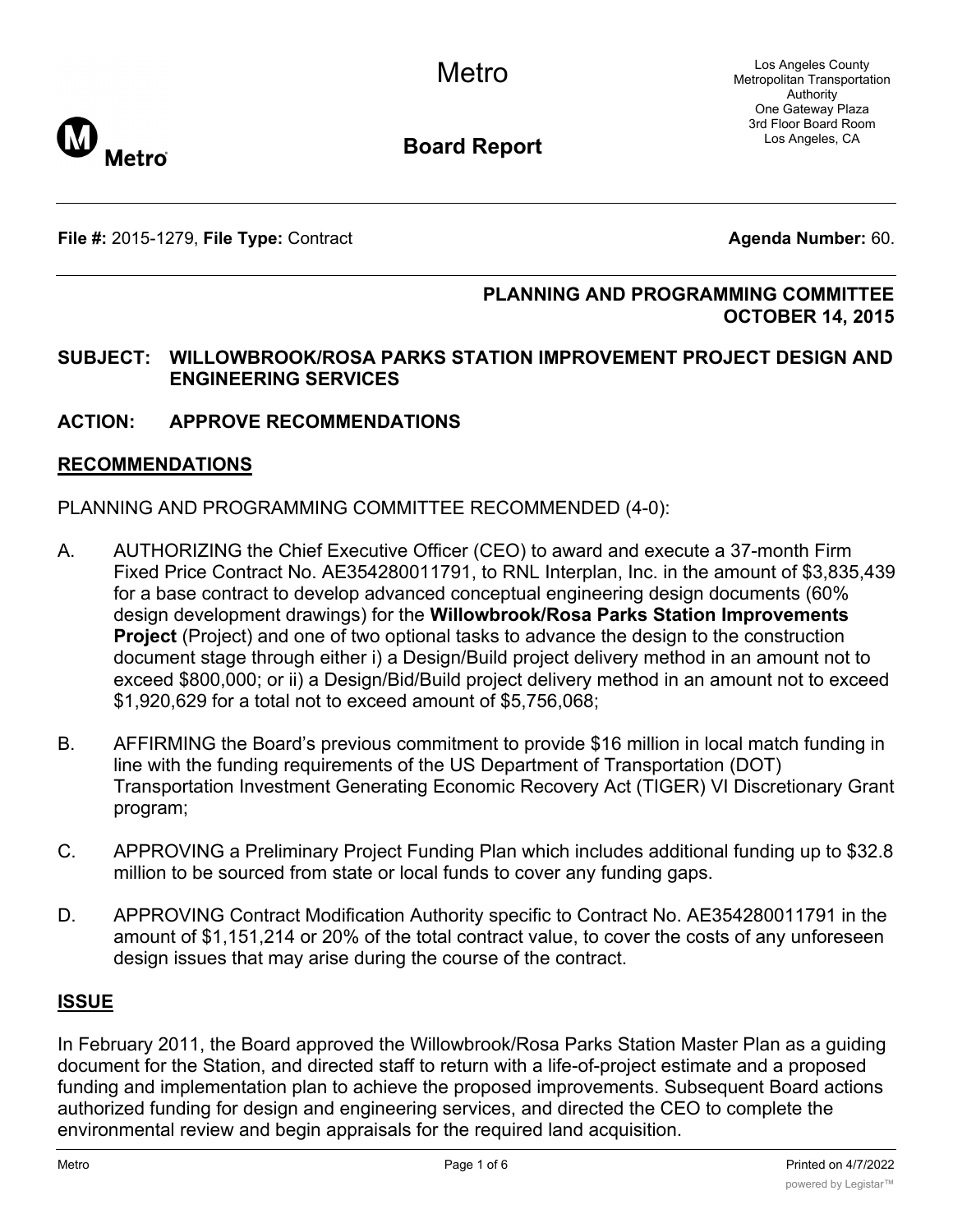Metro

Los Angeles County Metropolitan Transportation Authority
One Gateway Plaza
3rd Floor Board Room
Los Angeles, CA

**Board Report**

**File #:** 2015-1279, **File Type:** Contract **Agenda Number:** 60.

**PLANNING AND PROGRAMMING COMMITTEE**
**OCTOBER 14, 2015**

**SUBJECT: WILLOWBROOK/ROSA PARKS STATION IMPROVEMENT PROJECT DESIGN AND ENGINEERING SERVICES**

**ACTION: APPROVE RECOMMENDATIONS**

## RECOMMENDATIONS

PLANNING AND PROGRAMMING COMMITTEE RECOMMENDED (4-0):

A. AUTHORIZING the Chief Executive Officer (CEO) to award and execute a 37-month Firm Fixed Price Contract No. AE354280011791, to RNL Interplan, Inc. in the amount of $3,835,439 for a base contract to develop advanced conceptual engineering design documents (60% design development drawings) for the **Willowbrook/Rosa Parks Station Improvements Project** (Project) and one of two optional tasks to advance the design to the construction document stage through either i) a Design/Build project delivery method in an amount not to exceed $800,000; or ii) a Design/Bid/Build project delivery method in an amount not to exceed $1,920,629 for a total not to exceed amount of $5,756,068;

B. AFFIRMING the Board's previous commitment to provide $16 million in local match funding in line with the funding requirements of the US Department of Transportation (DOT) Transportation Investment Generating Economic Recovery Act (TIGER) VI Discretionary Grant program;

C. APPROVING a Preliminary Project Funding Plan which includes additional funding up to $32.8 million to be sourced from state or local funds to cover any funding gaps.

D. APPROVING Contract Modification Authority specific to Contract No. AE354280011791 in the amount of $1,151,214 or 20% of the total contract value, to cover the costs of any unforeseen design issues that may arise during the course of the contract.

## ISSUE

In February 2011, the Board approved the Willowbrook/Rosa Parks Station Master Plan as a guiding document for the Station, and directed staff to return with a life-of-project estimate and a proposed funding and implementation plan to achieve the proposed improvements. Subsequent Board actions authorized funding for design and engineering services, and directed the CEO to complete the environmental review and begin appraisals for the required land acquisition.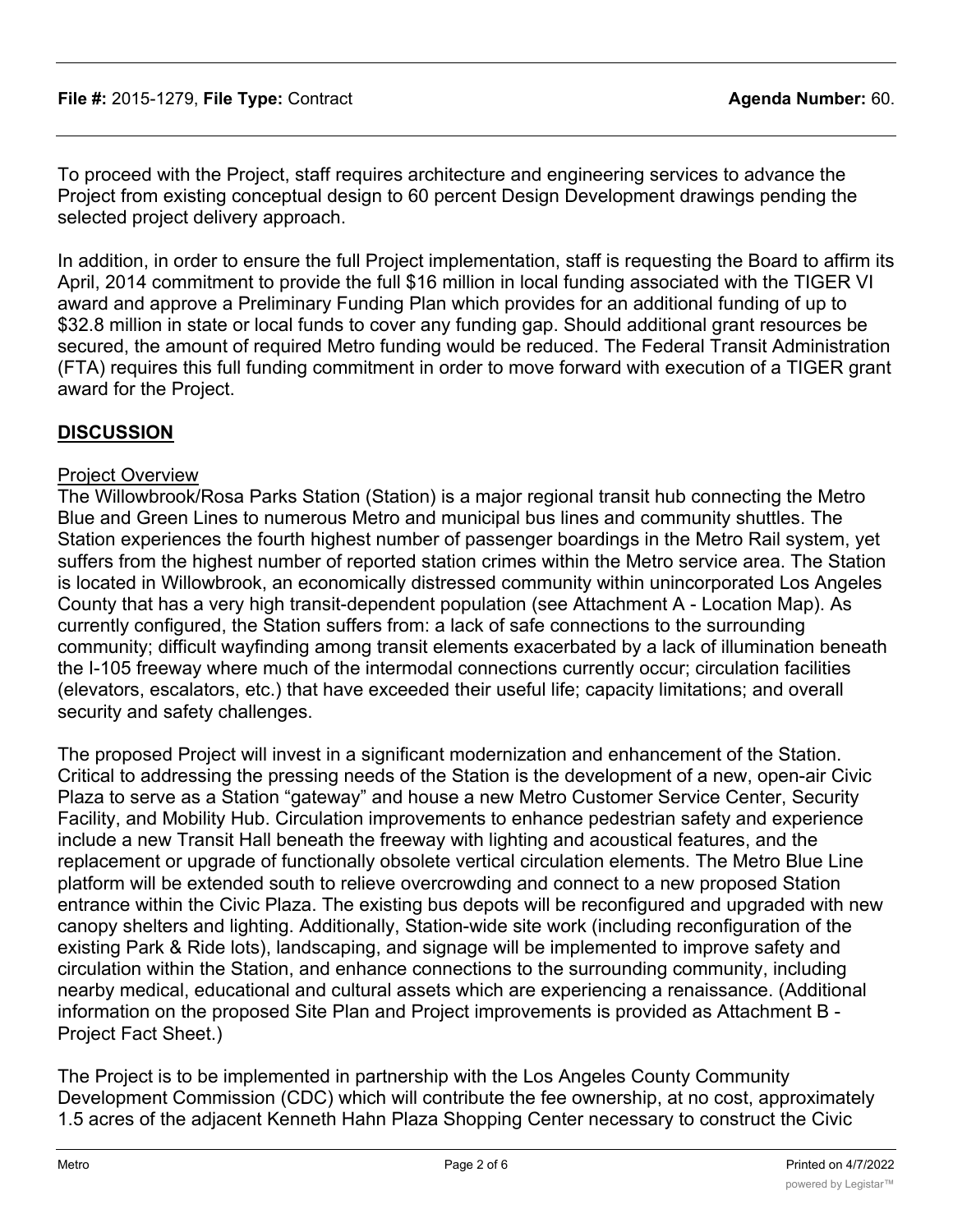To proceed with the Project, staff requires architecture and engineering services to advance the Project from existing conceptual design to 60 percent Design Development drawings pending the selected project delivery approach.

In addition, in order to ensure the full Project implementation, staff is requesting the Board to affirm its April, 2014 commitment to provide the full $16 million in local funding associated with the TIGER VI award and approve a Preliminary Funding Plan which provides for an additional funding of up to $32.8 million in state or local funds to cover any funding gap. Should additional grant resources be secured, the amount of required Metro funding would be reduced. The Federal Transit Administration (FTA) requires this full funding commitment in order to move forward with execution of a TIGER grant award for the Project.

## DISCUSSION

### Project Overview

The Willowbrook/Rosa Parks Station (Station) is a major regional transit hub connecting the Metro Blue and Green Lines to numerous Metro and municipal bus lines and community shuttles. The Station experiences the fourth highest number of passenger boardings in the Metro Rail system, yet suffers from the highest number of reported station crimes within the Metro service area. The Station is located in Willowbrook, an economically distressed community within unincorporated Los Angeles County that has a very high transit-dependent population (see Attachment A - Location Map). As currently configured, the Station suffers from: a lack of safe connections to the surrounding community; difficult wayfinding among transit elements exacerbated by a lack of illumination beneath the I-105 freeway where much of the intermodal connections currently occur; circulation facilities (elevators, escalators, etc.) that have exceeded their useful life; capacity limitations; and overall security and safety challenges.

The proposed Project will invest in a significant modernization and enhancement of the Station. Critical to addressing the pressing needs of the Station is the development of a new, open-air Civic Plaza to serve as a Station "gateway" and house a new Metro Customer Service Center, Security Facility, and Mobility Hub. Circulation improvements to enhance pedestrian safety and experience include a new Transit Hall beneath the freeway with lighting and acoustical features, and the replacement or upgrade of functionally obsolete vertical circulation elements. The Metro Blue Line platform will be extended south to relieve overcrowding and connect to a new proposed Station entrance within the Civic Plaza. The existing bus depots will be reconfigured and upgraded with new canopy shelters and lighting. Additionally, Station-wide site work (including reconfiguration of the existing Park & Ride lots), landscaping, and signage will be implemented to improve safety and circulation within the Station, and enhance connections to the surrounding community, including nearby medical, educational and cultural assets which are experiencing a renaissance. (Additional information on the proposed Site Plan and Project improvements is provided as Attachment B - Project Fact Sheet.)

The Project is to be implemented in partnership with the Los Angeles County Community Development Commission (CDC) which will contribute the fee ownership, at no cost, approximately 1.5 acres of the adjacent Kenneth Hahn Plaza Shopping Center necessary to construct the Civic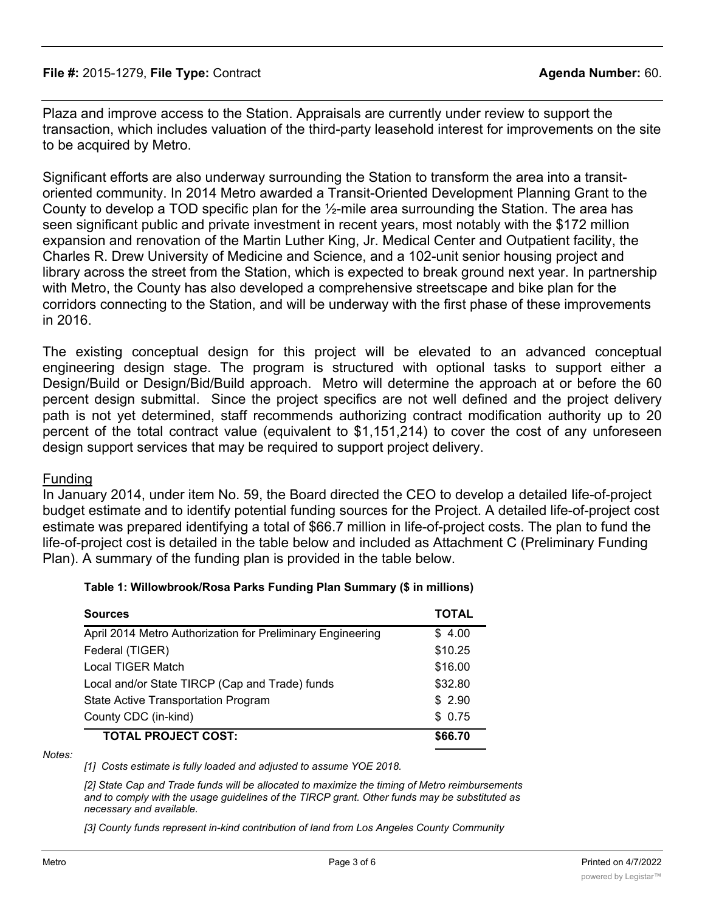Plaza and improve access to the Station. Appraisals are currently under review to support the transaction, which includes valuation of the third-party leasehold interest for improvements on the site to be acquired by Metro.

Significant efforts are also underway surrounding the Station to transform the area into a transit-oriented community. In 2014 Metro awarded a Transit-Oriented Development Planning Grant to the County to develop a TOD specific plan for the ½-mile area surrounding the Station. The area has seen significant public and private investment in recent years, most notably with the $172 million expansion and renovation of the Martin Luther King, Jr. Medical Center and Outpatient facility, the Charles R. Drew University of Medicine and Science, and a 102-unit senior housing project and library across the street from the Station, which is expected to break ground next year. In partnership with Metro, the County has also developed a comprehensive streetscape and bike plan for the corridors connecting to the Station, and will be underway with the first phase of these improvements in 2016.

The existing conceptual design for this project will be elevated to an advanced conceptual engineering design stage. The program is structured with optional tasks to support either a Design/Build or Design/Bid/Build approach. Metro will determine the approach at or before the 60 percent design submittal. Since the project specifics are not well defined and the project delivery path is not yet determined, staff recommends authorizing contract modification authority up to 20 percent of the total contract value (equivalent to $1,151,214) to cover the cost of any unforeseen design support services that may be required to support project delivery.

## Funding

In January 2014, under item No. 59, the Board directed the CEO to develop a detailed life-of-project budget estimate and to identify potential funding sources for the Project. A detailed life-of-project cost estimate was prepared identifying a total of $66.7 million in life-of-project costs. The plan to fund the life-of-project cost is detailed in the table below and included as Attachment C (Preliminary Funding Plan). A summary of the funding plan is provided in the table below.

**Table 1: Willowbrook/Rosa Parks Funding Plan Summary ($ in millions)**

| Sources | TOTAL |
|---|---|
| April 2014 Metro Authorization for Preliminary Engineering | $ 4.00 |
| Federal (TIGER) | $10.25 |
| Local TIGER Match | $16.00 |
| Local and/or State TIRCP (Cap and Trade) funds | $32.80 |
| State Active Transportation Program | $ 2.90 |
| County CDC (in-kind) | $ 0.75 |
| **TOTAL PROJECT COST:** | **$66.70** |

*Notes:*

*[1] Costs estimate is fully loaded and adjusted to assume YOE 2018.*

*[2] State Cap and Trade funds will be allocated to maximize the timing of Metro reimbursements and to comply with the usage guidelines of the TIRCP grant. Other funds may be substituted as necessary and available.*

*[3] County funds represent in-kind contribution of land from Los Angeles County Community*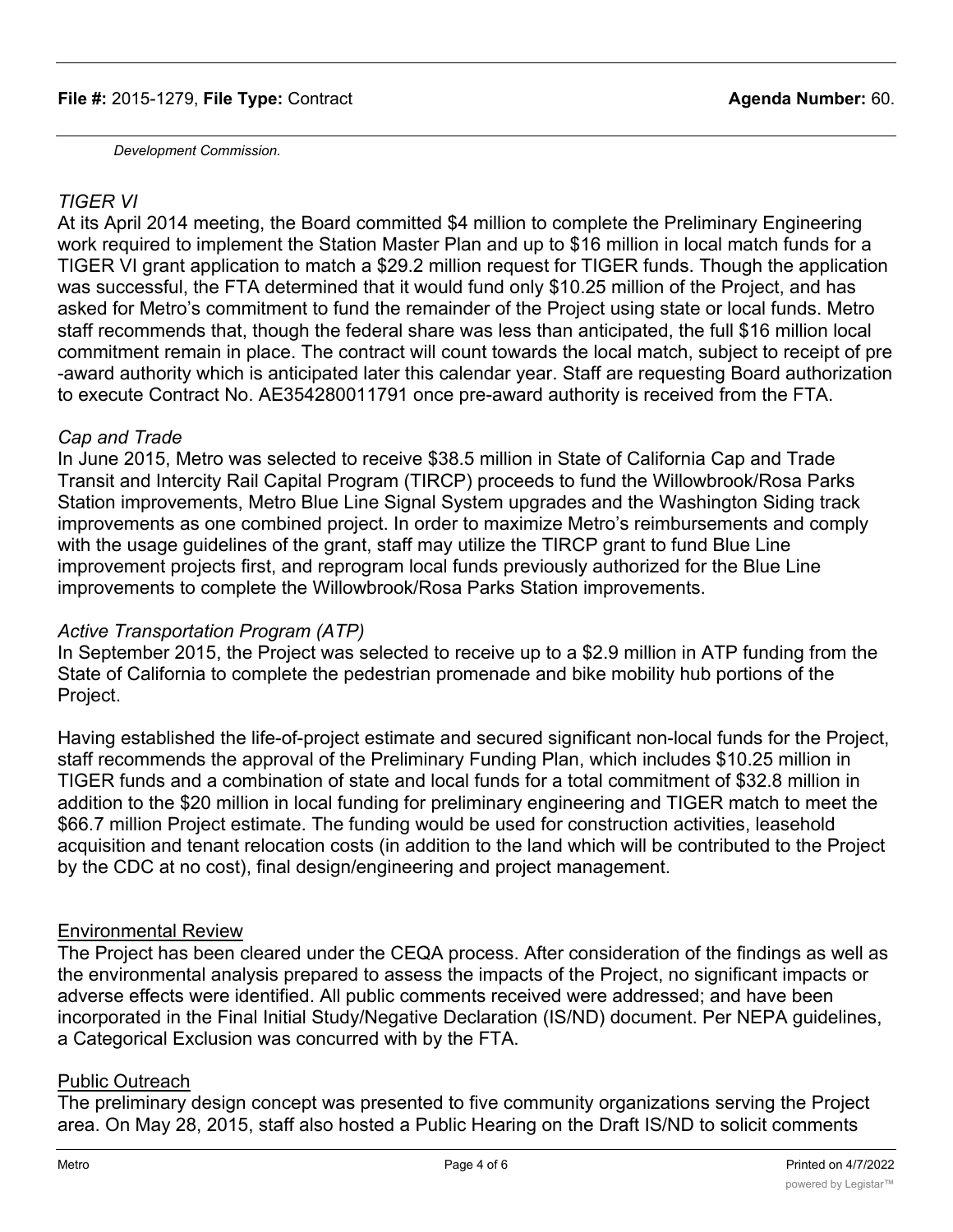*Development Commission.*

*TIGER VI*

At its April 2014 meeting, the Board committed $4 million to complete the Preliminary Engineering work required to implement the Station Master Plan and up to $16 million in local match funds for a TIGER VI grant application to match a $29.2 million request for TIGER funds. Though the application was successful, the FTA determined that it would fund only $10.25 million of the Project, and has asked for Metro's commitment to fund the remainder of the Project using state or local funds. Metro staff recommends that, though the federal share was less than anticipated, the full $16 million local commitment remain in place. The contract will count towards the local match, subject to receipt of pre-award authority which is anticipated later this calendar year. Staff are requesting Board authorization to execute Contract No. AE354280011791 once pre-award authority is received from the FTA.

*Cap and Trade*

In June 2015, Metro was selected to receive $38.5 million in State of California Cap and Trade Transit and Intercity Rail Capital Program (TIRCP) proceeds to fund the Willowbrook/Rosa Parks Station improvements, Metro Blue Line Signal System upgrades and the Washington Siding track improvements as one combined project. In order to maximize Metro's reimbursements and comply with the usage guidelines of the grant, staff may utilize the TIRCP grant to fund Blue Line improvement projects first, and reprogram local funds previously authorized for the Blue Line improvements to complete the Willowbrook/Rosa Parks Station improvements.

*Active Transportation Program (ATP)*

In September 2015, the Project was selected to receive up to a $2.9 million in ATP funding from the State of California to complete the pedestrian promenade and bike mobility hub portions of the Project.

Having established the life-of-project estimate and secured significant non-local funds for the Project, staff recommends the approval of the Preliminary Funding Plan, which includes $10.25 million in TIGER funds and a combination of state and local funds for a total commitment of $32.8 million in addition to the $20 million in local funding for preliminary engineering and TIGER match to meet the $66.7 million Project estimate. The funding would be used for construction activities, leasehold acquisition and tenant relocation costs (in addition to the land which will be contributed to the Project by the CDC at no cost), final design/engineering and project management.

<u>Environmental Review</u>

The Project has been cleared under the CEQA process. After consideration of the findings as well as the environmental analysis prepared to assess the impacts of the Project, no significant impacts or adverse effects were identified. All public comments received were addressed; and have been incorporated in the Final Initial Study/Negative Declaration (IS/ND) document. Per NEPA guidelines, a Categorical Exclusion was concurred with by the FTA.

<u>Public Outreach</u>

The preliminary design concept was presented to five community organizations serving the Project area. On May 28, 2015, staff also hosted a Public Hearing on the Draft IS/ND to solicit comments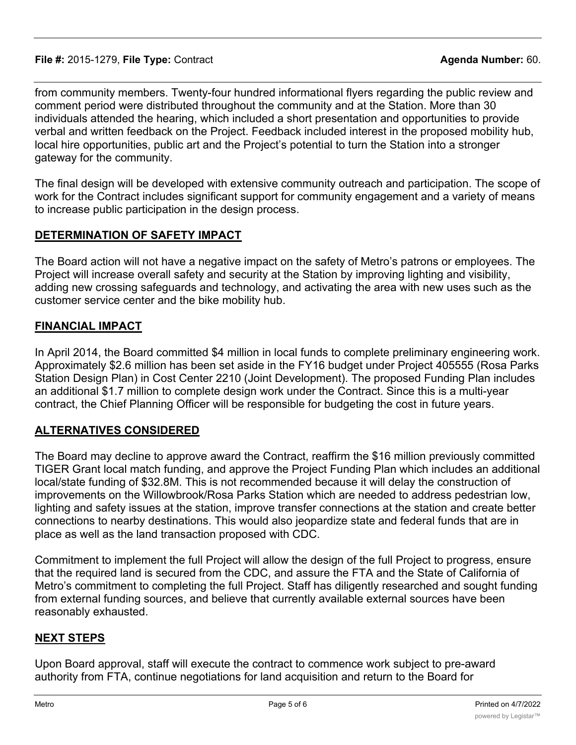from community members. Twenty-four hundred informational flyers regarding the public review and comment period were distributed throughout the community and at the Station. More than 30 individuals attended the hearing, which included a short presentation and opportunities to provide verbal and written feedback on the Project. Feedback included interest in the proposed mobility hub, local hire opportunities, public art and the Project's potential to turn the Station into a stronger gateway for the community.

The final design will be developed with extensive community outreach and participation. The scope of work for the Contract includes significant support for community engagement and a variety of means to increase public participation in the design process.

## DETERMINATION OF SAFETY IMPACT

The Board action will not have a negative impact on the safety of Metro's patrons or employees. The Project will increase overall safety and security at the Station by improving lighting and visibility, adding new crossing safeguards and technology, and activating the area with new uses such as the customer service center and the bike mobility hub.

## FINANCIAL IMPACT

In April 2014, the Board committed $4 million in local funds to complete preliminary engineering work. Approximately $2.6 million has been set aside in the FY16 budget under Project 405555 (Rosa Parks Station Design Plan) in Cost Center 2210 (Joint Development). The proposed Funding Plan includes an additional $1.7 million to complete design work under the Contract. Since this is a multi-year contract, the Chief Planning Officer will be responsible for budgeting the cost in future years.

## ALTERNATIVES CONSIDERED

The Board may decline to approve award the Contract, reaffirm the $16 million previously committed TIGER Grant local match funding, and approve the Project Funding Plan which includes an additional local/state funding of $32.8M. This is not recommended because it will delay the construction of improvements on the Willowbrook/Rosa Parks Station which are needed to address pedestrian low, lighting and safety issues at the station, improve transfer connections at the station and create better connections to nearby destinations. This would also jeopardize state and federal funds that are in place as well as the land transaction proposed with CDC.

Commitment to implement the full Project will allow the design of the full Project to progress, ensure that the required land is secured from the CDC, and assure the FTA and the State of California of Metro's commitment to completing the full Project. Staff has diligently researched and sought funding from external funding sources, and believe that currently available external sources have been reasonably exhausted.

## NEXT STEPS

Upon Board approval, staff will execute the contract to commence work subject to pre-award authority from FTA, continue negotiations for land acquisition and return to the Board for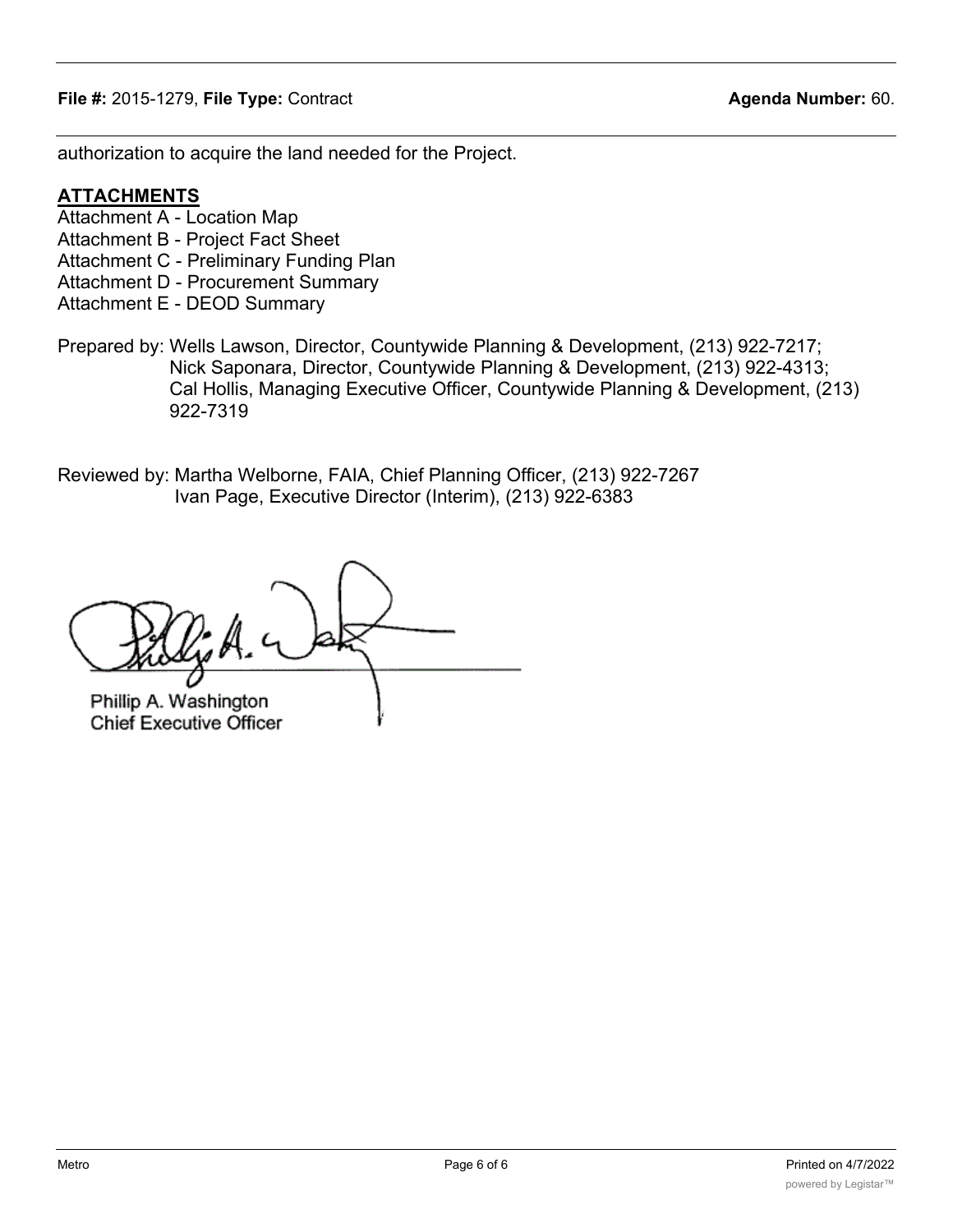authorization to acquire the land needed for the Project.

## ATTACHMENTS

Attachment A - Location Map
Attachment B - Project Fact Sheet
Attachment C - Preliminary Funding Plan
Attachment D - Procurement Summary
Attachment E - DEOD Summary

Prepared by: Wells Lawson, Director, Countywide Planning & Development, (213) 922-7217;
Nick Saponara, Director, Countywide Planning & Development, (213) 922-4313;
Cal Hollis, Managing Executive Officer, Countywide Planning & Development, (213) 922-7319

Reviewed by: Martha Welborne, FAIA, Chief Planning Officer, (213) 922-7267
Ivan Page, Executive Director (Interim), (213) 922-6383

Phillip A. Washington
Chief Executive Officer